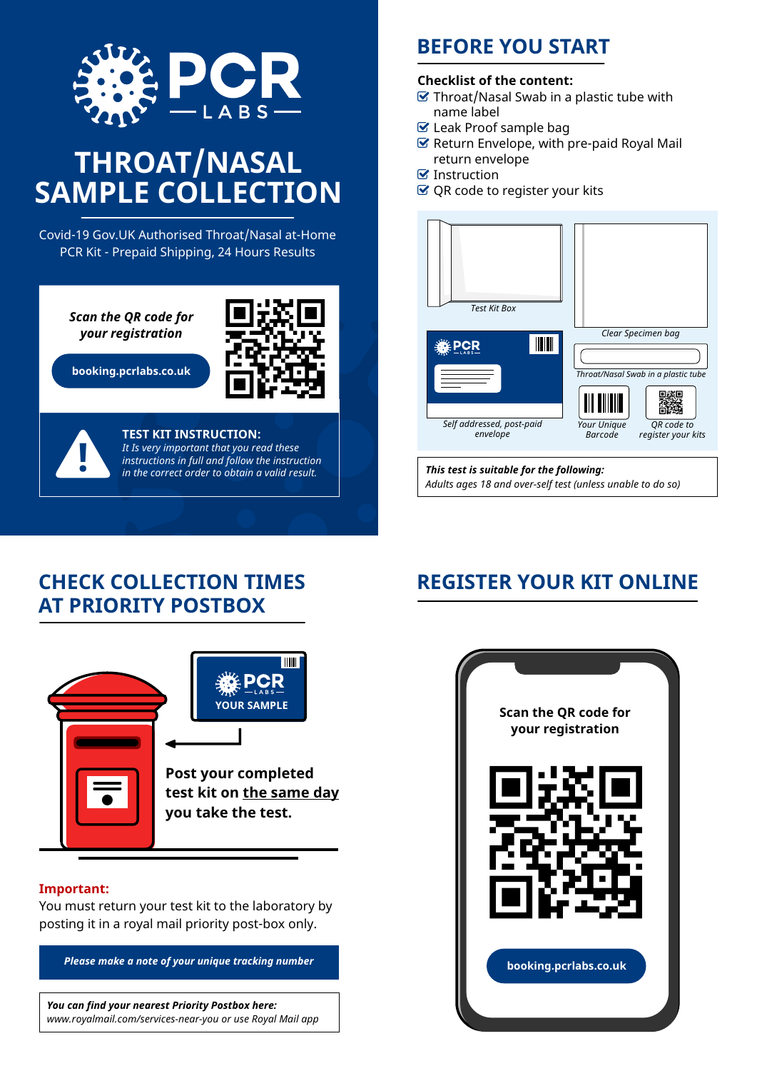# PCR LABS

# THROAT/NASAL SAMPLE COLLECTION

Covid-19 Gov.UK Authorised Throat/Nasal at-Home PCR Kit - Prepaid Shipping, 24 Hours Results

*Scan the QR code for your registration*

**booking.pcrlabs.co.uk**

**TEST KIT INSTRUCTION:**
*It Is very important that you read these instructions in full and follow the instruction in the correct order to obtain a valid result.*

## BEFORE YOU START

**Checklist of the content:**

- ☑ Throat/Nasal Swab in a plastic tube with name label
- ☑ Leak Proof sample bag
- ☑ Return Envelope, with pre-paid Royal Mail return envelope
- ☑ Instruction
- ☑ QR code to register your kits

*Test Kit Box*

*Clear Specimen bag*

*Throat/Nasal Swab in a plastic tube*

*Self addressed, post-paid envelope*

*Your Unique Barcode*

*QR code to register your kits*

***This test is suitable for the following:***
*Adults ages 18 and over-self test (unless unable to do so)*

## CHECK COLLECTION TIMES AT PRIORITY POSTBOX

PCR LABS
YOUR SAMPLE

**Post your completed test kit on <u>the same day</u> you take the test.**

**Important:**
You must return your test kit to the laboratory by posting it in a royal mail priority post-box only.

***Please make a note of your unique tracking number***

***You can find your nearest Priority Postbox here:***
*www.royalmail.com/services-near-you or use Royal Mail app*

## REGISTER YOUR KIT ONLINE

**Scan the QR code for your registration**

**booking.pcrlabs.co.uk**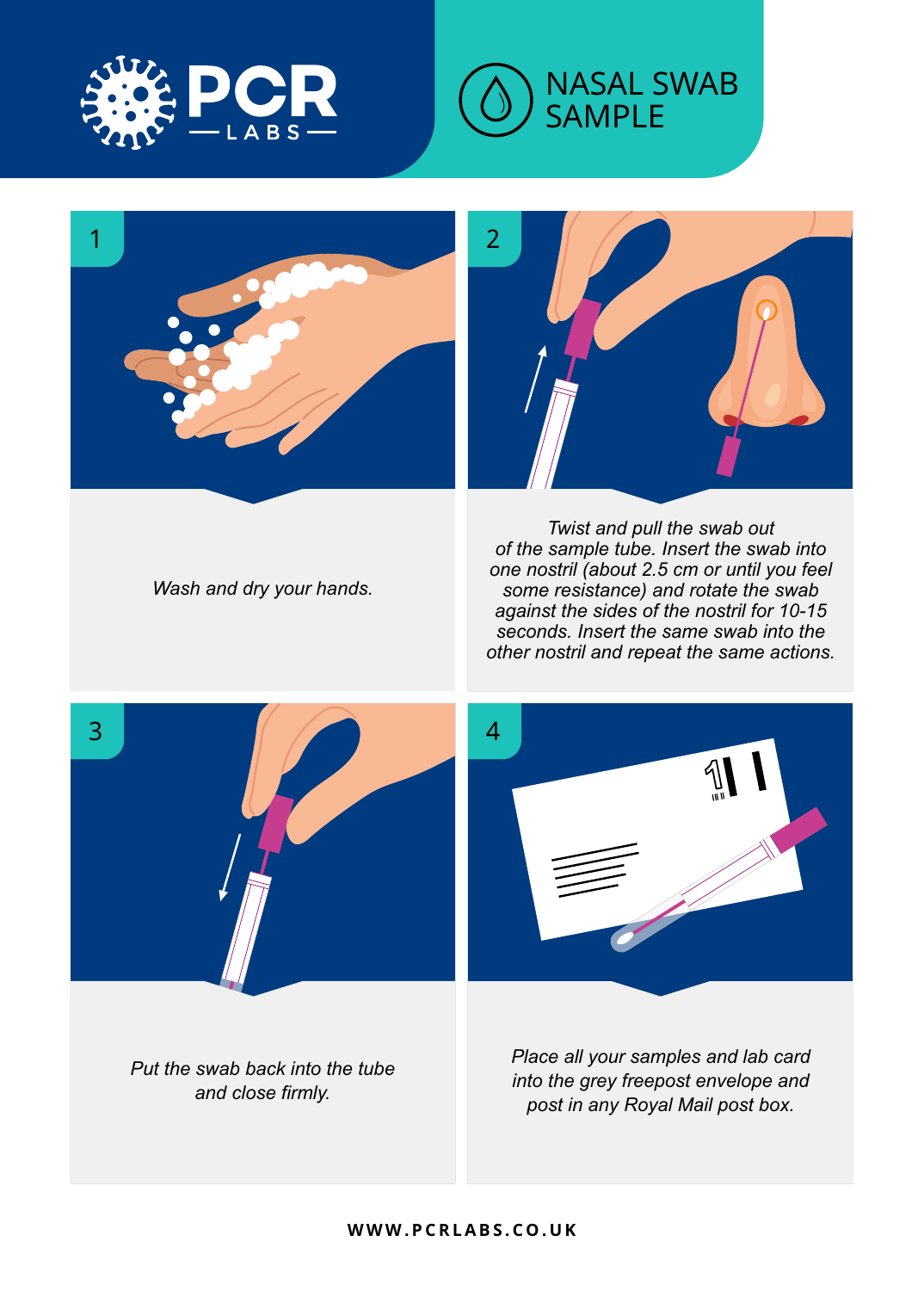# PCR LABS

## NASAL SWAB SAMPLE

1

*Wash and dry your hands.*

2

*Twist and pull the swab out of the sample tube. Insert the swab into one nostril (about 2.5 cm or until you feel some resistance) and rotate the swab against the sides of the nostril for 10-15 seconds. Insert the same swab into the other nostril and repeat the same actions.*

3

*Put the swab back into the tube and close firmly.*

4

*Place all your samples and lab card into the grey freepost envelope and post in any Royal Mail post box.*

**WWW.PCRLABS.CO.UK**